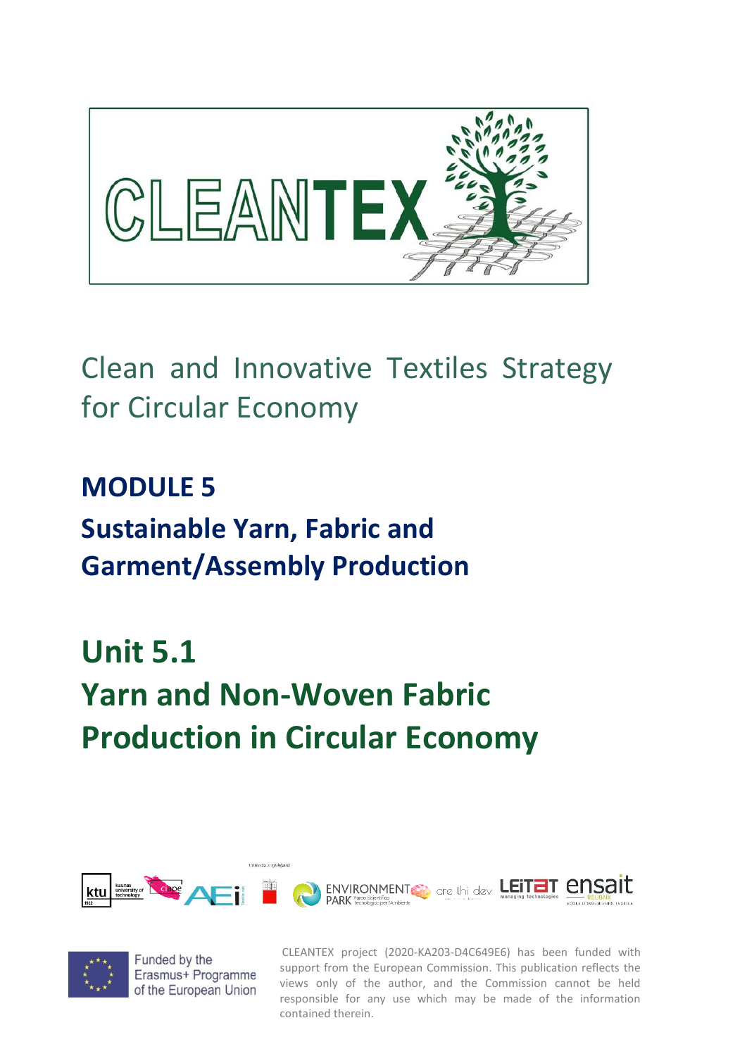# CLEANTEX

Clean and Innovative Textiles Strategy for Circular Economy

## MODULE 5

## Sustainable Yarn, Fabric and Garment/Assembly Production

# Unit 5.1

# Yarn and Non-Woven Fabric Production in Circular Economy

Funded by the Erasmus+ Programme of the European Union

CLEANTEX project (2020-KA203-D4C649E6) has been funded with support from the European Commission. This publication reflects the views only of the author, and the Commission cannot be held responsible for any use which may be made of the information contained therein.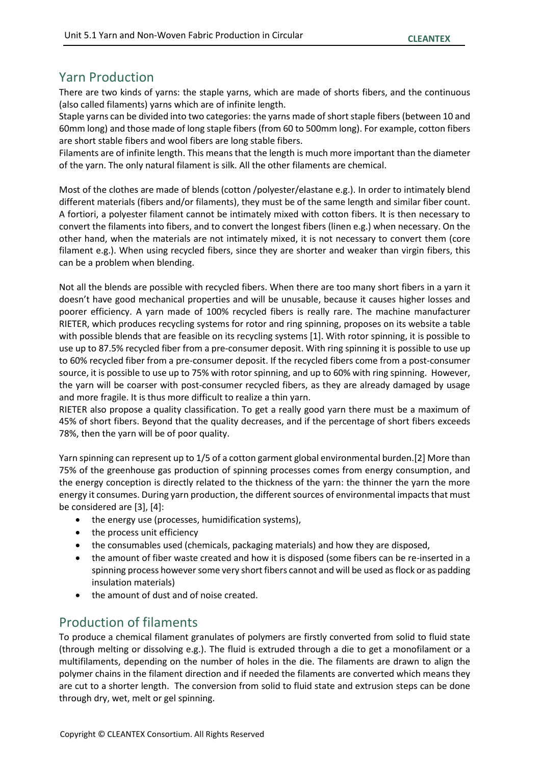## Yarn Production

There are two kinds of yarns: the staple yarns, which are made of shorts fibers, and the continuous (also called filaments) yarns which are of infinite length.

Staple yarns can be divided into two categories: the yarns made of short staple fibers (between 10 and 60mm long) and those made of long staple fibers (from 60 to 500mm long). For example, cotton fibers are short stable fibers and wool fibers are long stable fibers.

Filaments are of infinite length. This means that the length is much more important than the diameter of the yarn. The only natural filament is silk. All the other filaments are chemical.

Most of the clothes are made of blends (cotton /polyester/elastane e.g.). In order to intimately blend different materials (fibers and/or filaments), they must be of the same length and similar fiber count. A fortiori, a polyester filament cannot be intimately mixed with cotton fibers. It is then necessary to convert the filaments into fibers, and to convert the longest fibers (linen e.g.) when necessary. On the other hand, when the materials are not intimately mixed, it is not necessary to convert them (core filament e.g.). When using recycled fibers, since they are shorter and weaker than virgin fibers, this can be a problem when blending.

Not all the blends are possible with recycled fibers. When there are too many short fibers in a yarn it doesn't have good mechanical properties and will be unusable, because it causes higher losses and poorer efficiency. A yarn made of 100% recycled fibers is really rare. The machine manufacturer RIETER, which produces recycling systems for rotor and ring spinning, proposes on its website a table with possible blends that are feasible on its recycling systems [1]. With rotor spinning, it is possible to use up to 87.5% recycled fiber from a pre-consumer deposit. With ring spinning it is possible to use up to 60% recycled fiber from a pre-consumer deposit. If the recycled fibers come from a post-consumer source, it is possible to use up to 75% with rotor spinning, and up to 60% with ring spinning. However, the yarn will be coarser with post-consumer recycled fibers, as they are already damaged by usage and more fragile. It is thus more difficult to realize a thin yarn.

RIETER also propose a quality classification. To get a really good yarn there must be a maximum of 45% of short fibers. Beyond that the quality decreases, and if the percentage of short fibers exceeds 78%, then the yarn will be of poor quality.

Yarn spinning can represent up to 1/5 of a cotton garment global environmental burden.[2] More than 75% of the greenhouse gas production of spinning processes comes from energy consumption, and the energy conception is directly related to the thickness of the yarn: the thinner the yarn the more energy it consumes. During yarn production, the different sources of environmental impacts that must be considered are [3], [4]:

- the energy use (processes, humidification systems),
- the process unit efficiency
- the consumables used (chemicals, packaging materials) and how they are disposed,
- the amount of fiber waste created and how it is disposed (some fibers can be re-inserted in a spinning process however some very short fibers cannot and will be used as flock or as padding insulation materials)
- the amount of dust and of noise created.

## Production of filaments

To produce a chemical filament granulates of polymers are firstly converted from solid to fluid state (through melting or dissolving e.g.). The fluid is extruded through a die to get a monofilament or a multifilaments, depending on the number of holes in the die. The filaments are drawn to align the polymer chains in the filament direction and if needed the filaments are converted which means they are cut to a shorter length. The conversion from solid to fluid state and extrusion steps can be done through dry, wet, melt or gel spinning.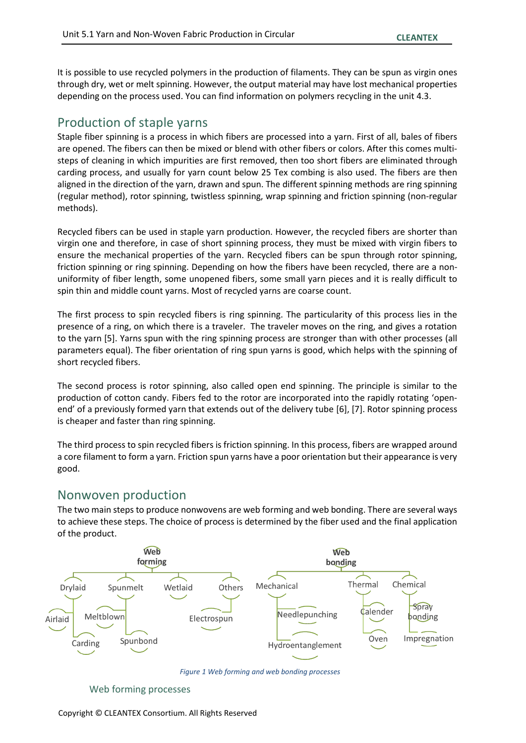It is possible to use recycled polymers in the production of filaments. They can be spun as virgin ones through dry, wet or melt spinning. However, the output material may have lost mechanical properties depending on the process used. You can find information on polymers recycling in the unit 4.3.

## Production of staple yarns

Staple fiber spinning is a process in which fibers are processed into a yarn. First of all, bales of fibers are opened. The fibers can then be mixed or blend with other fibers or colors. After this comes multi-steps of cleaning in which impurities are first removed, then too short fibers are eliminated through carding process, and usually for yarn count below 25 Tex combing is also used. The fibers are then aligned in the direction of the yarn, drawn and spun. The different spinning methods are ring spinning (regular method), rotor spinning, twistless spinning, wrap spinning and friction spinning (non-regular methods).

Recycled fibers can be used in staple yarn production. However, the recycled fibers are shorter than virgin one and therefore, in case of short spinning process, they must be mixed with virgin fibers to ensure the mechanical properties of the yarn. Recycled fibers can be spun through rotor spinning, friction spinning or ring spinning. Depending on how the fibers have been recycled, there are a non-uniformity of fiber length, some unopened fibers, some small yarn pieces and it is really difficult to spin thin and middle count yarns. Most of recycled yarns are coarse count.

The first process to spin recycled fibers is ring spinning. The particularity of this process lies in the presence of a ring, on which there is a traveler. The traveler moves on the ring, and gives a rotation to the yarn [5]. Yarns spun with the ring spinning process are stronger than with other processes (all parameters equal). The fiber orientation of ring spun yarns is good, which helps with the spinning of short recycled fibers.

The second process is rotor spinning, also called open end spinning. The principle is similar to the production of cotton candy. Fibers fed to the rotor are incorporated into the rapidly rotating 'open-end' of a previously formed yarn that extends out of the delivery tube [6], [7]. Rotor spinning process is cheaper and faster than ring spinning.

The third process to spin recycled fibers is friction spinning. In this process, fibers are wrapped around a core filament to form a yarn. Friction spun yarns have a poor orientation but their appearance is very good.

## Nonwoven production

The two main steps to produce nonwovens are web forming and web bonding. There are several ways to achieve these steps. The choice of process is determined by the fiber used and the final application of the product.

- Web forming
  - Drylaid
    - Airlaid
    - Carding
  - Spunmelt
    - Meltblown
    - Spunbond
  - Wetlaid
  - Others
    - Electrospun
- Web bonding
  - Mechanical
    - Needlepunching
    - Hydroentanglement
  - Thermal
    - Calender
    - Oven
  - Chemical
    - Spray bonding
    - Impregnation

*Figure 1 Web forming and web bonding processes*

### Web forming processes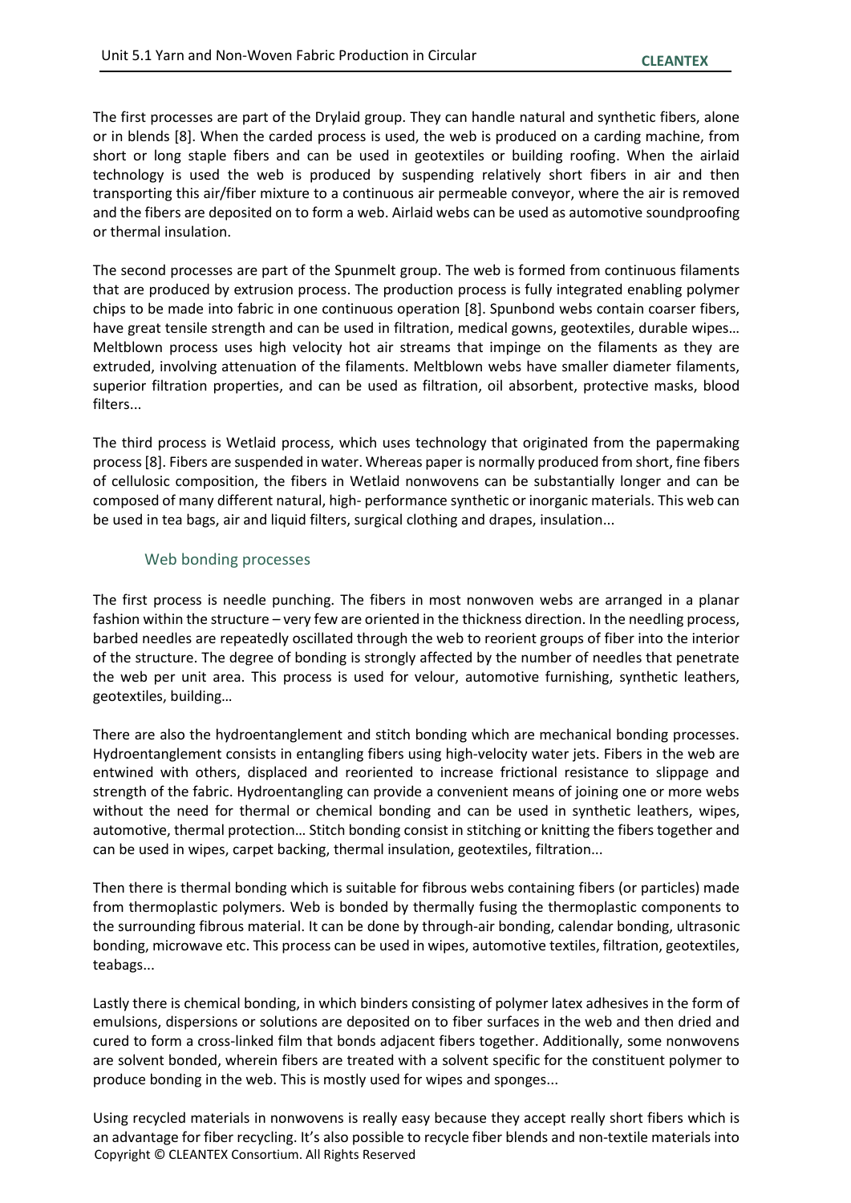The first processes are part of the Drylaid group. They can handle natural and synthetic fibers, alone or in blends [8]. When the carded process is used, the web is produced on a carding machine, from short or long staple fibers and can be used in geotextiles or building roofing. When the airlaid technology is used the web is produced by suspending relatively short fibers in air and then transporting this air/fiber mixture to a continuous air permeable conveyor, where the air is removed and the fibers are deposited on to form a web. Airlaid webs can be used as automotive soundproofing or thermal insulation.

The second processes are part of the Spunmelt group. The web is formed from continuous filaments that are produced by extrusion process. The production process is fully integrated enabling polymer chips to be made into fabric in one continuous operation [8]. Spunbond webs contain coarser fibers, have great tensile strength and can be used in filtration, medical gowns, geotextiles, durable wipes… Meltblown process uses high velocity hot air streams that impinge on the filaments as they are extruded, involving attenuation of the filaments. Meltblown webs have smaller diameter filaments, superior filtration properties, and can be used as filtration, oil absorbent, protective masks, blood filters...

The third process is Wetlaid process, which uses technology that originated from the papermaking process [8]. Fibers are suspended in water. Whereas paper is normally produced from short, fine fibers of cellulosic composition, the fibers in Wetlaid nonwovens can be substantially longer and can be composed of many different natural, high- performance synthetic or inorganic materials. This web can be used in tea bags, air and liquid filters, surgical clothing and drapes, insulation...

### Web bonding processes

The first process is needle punching. The fibers in most nonwoven webs are arranged in a planar fashion within the structure – very few are oriented in the thickness direction. In the needling process, barbed needles are repeatedly oscillated through the web to reorient groups of fiber into the interior of the structure. The degree of bonding is strongly affected by the number of needles that penetrate the web per unit area. This process is used for velour, automotive furnishing, synthetic leathers, geotextiles, building…

There are also the hydroentanglement and stitch bonding which are mechanical bonding processes. Hydroentanglement consists in entangling fibers using high-velocity water jets. Fibers in the web are entwined with others, displaced and reoriented to increase frictional resistance to slippage and strength of the fabric. Hydroentangling can provide a convenient means of joining one or more webs without the need for thermal or chemical bonding and can be used in synthetic leathers, wipes, automotive, thermal protection… Stitch bonding consist in stitching or knitting the fibers together and can be used in wipes, carpet backing, thermal insulation, geotextiles, filtration...

Then there is thermal bonding which is suitable for fibrous webs containing fibers (or particles) made from thermoplastic polymers. Web is bonded by thermally fusing the thermoplastic components to the surrounding fibrous material. It can be done by through-air bonding, calendar bonding, ultrasonic bonding, microwave etc. This process can be used in wipes, automotive textiles, filtration, geotextiles, teabags...

Lastly there is chemical bonding, in which binders consisting of polymer latex adhesives in the form of emulsions, dispersions or solutions are deposited on to fiber surfaces in the web and then dried and cured to form a cross-linked film that bonds adjacent fibers together. Additionally, some nonwovens are solvent bonded, wherein fibers are treated with a solvent specific for the constituent polymer to produce bonding in the web. This is mostly used for wipes and sponges...

Using recycled materials in nonwovens is really easy because they accept really short fibers which is an advantage for fiber recycling. It's also possible to recycle fiber blends and non-textile materials into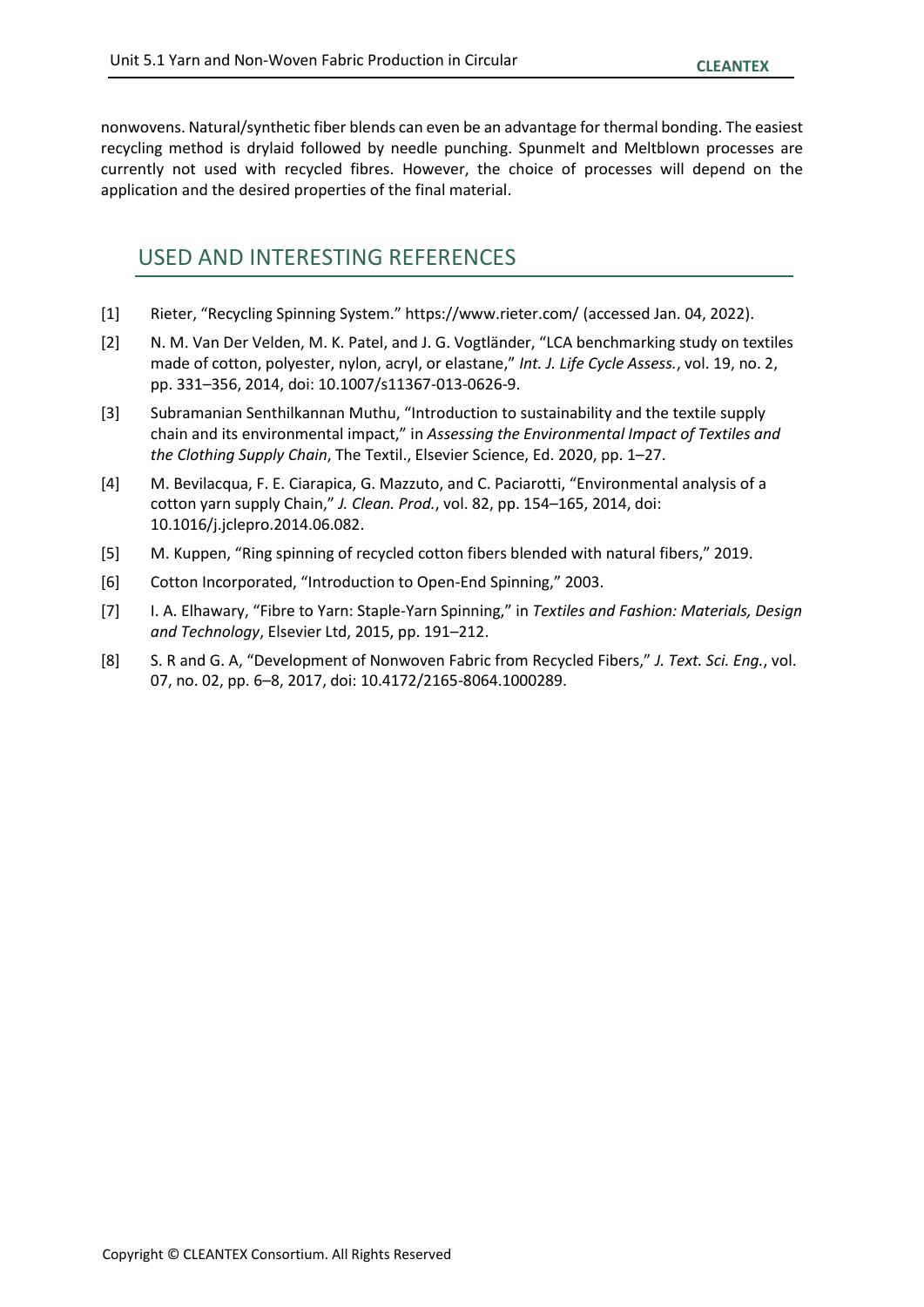nonwovens. Natural/synthetic fiber blends can even be an advantage for thermal bonding. The easiest recycling method is drylaid followed by needle punching. Spunmelt and Meltblown processes are currently not used with recycled fibres. However, the choice of processes will depend on the application and the desired properties of the final material.

## USED AND INTERESTING REFERENCES

[1] Rieter, "Recycling Spinning System." https://www.rieter.com/ (accessed Jan. 04, 2022).

[2] N. M. Van Der Velden, M. K. Patel, and J. G. Vogtländer, "LCA benchmarking study on textiles made of cotton, polyester, nylon, acryl, or elastane," *Int. J. Life Cycle Assess.*, vol. 19, no. 2, pp. 331–356, 2014, doi: 10.1007/s11367-013-0626-9.

[3] Subramanian Senthilkannan Muthu, "Introduction to sustainability and the textile supply chain and its environmental impact," in *Assessing the Environmental Impact of Textiles and the Clothing Supply Chain*, The Textil., Elsevier Science, Ed. 2020, pp. 1–27.

[4] M. Bevilacqua, F. E. Ciarapica, G. Mazzuto, and C. Paciarotti, "Environmental analysis of a cotton yarn supply Chain," *J. Clean. Prod.*, vol. 82, pp. 154–165, 2014, doi: 10.1016/j.jclepro.2014.06.082.

[5] M. Kuppen, "Ring spinning of recycled cotton fibers blended with natural fibers," 2019.

[6] Cotton Incorporated, "Introduction to Open-End Spinning," 2003.

[7] I. A. Elhawary, "Fibre to Yarn: Staple-Yarn Spinning," in *Textiles and Fashion: Materials, Design and Technology*, Elsevier Ltd, 2015, pp. 191–212.

[8] S. R and G. A, "Development of Nonwoven Fabric from Recycled Fibers," *J. Text. Sci. Eng.*, vol. 07, no. 02, pp. 6–8, 2017, doi: 10.4172/2165-8064.1000289.